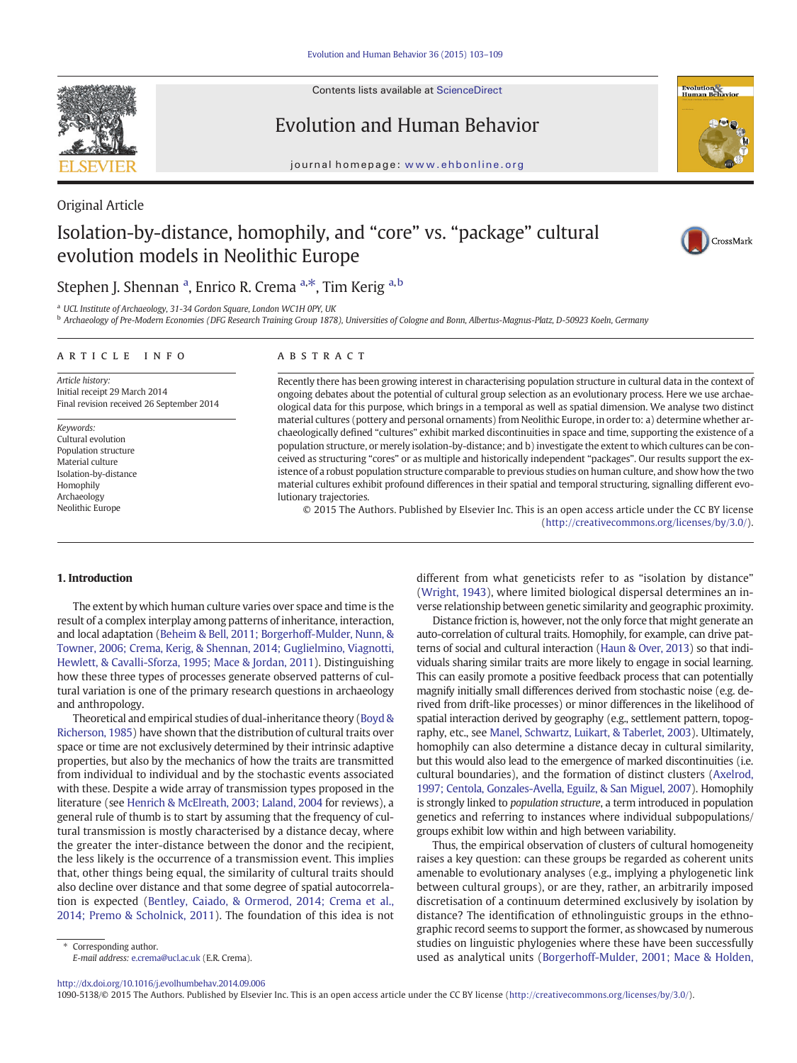Original Article

# Isolation-by-distance, homophily, and "core" vs. "package" cultural evolution models in Neolithic Europe

Stephen J. Shennan [a], Enrico R. Crema [a,*], Tim Kerig [a,b]

[a] UCL Institute of Archaeology, 31-34 Gordon Square, London WC1H 0PY, UK
[b] Archaeology of Pre-Modern Economies (DFG Research Training Group 1878), Universities of Cologne and Bonn, Albertus-Magnus-Platz, D-50923 Koeln, Germany

**ARTICLE INFO**

*Article history:*
Initial receipt 29 March 2014
Final revision received 26 September 2014

*Keywords:*
Cultural evolution
Population structure
Material culture
Isolation-by-distance
Homophily
Archaeology
Neolithic Europe

**ABSTRACT**

Recently there has been growing interest in characterising population structure in cultural data in the context of ongoing debates about the potential of cultural group selection as an evolutionary process. Here we use archaeological data for this purpose, which brings in a temporal as well as spatial dimension. We analyse two distinct material cultures (pottery and personal ornaments) from Neolithic Europe, in order to: a) determine whether archaeologically defined "cultures" exhibit marked discontinuities in space and time, supporting the existence of a population structure, or merely isolation-by-distance; and b) investigate the extent to which cultures can be conceived as structuring "cores" or as multiple and historically independent "packages". Our results support the existence of a robust population structure comparable to previous studies on human culture, and show how the two material cultures exhibit profound differences in their spatial and temporal structuring, signalling different evolutionary trajectories.

© 2015 The Authors. Published by Elsevier Inc. This is an open access article under the CC BY license (http://creativecommons.org/licenses/by/3.0/).

## 1. Introduction

The extent by which human culture varies over space and time is the result of a complex interplay among patterns of inheritance, interaction, and local adaptation (Beheim & Bell, 2011; Borgerhoff-Mulder, Nunn, & Towner, 2006; Crema, Kerig, & Shennan, 2014; Guglielmino, Viagnotti, Hewlett, & Cavalli-Sforza, 1995; Mace & Jordan, 2011). Distinguishing how these three types of processes generate observed patterns of cultural variation is one of the primary research questions in archaeology and anthropology.

Theoretical and empirical studies of dual-inheritance theory (Boyd & Richerson, 1985) have shown that the distribution of cultural traits over space or time are not exclusively determined by their intrinsic adaptive properties, but also by the mechanics of how the traits are transmitted from individual to individual and by the stochastic events associated with these. Despite a wide array of transmission types proposed in the literature (see Henrich & McElreath, 2003; Laland, 2004 for reviews), a general rule of thumb is to start by assuming that the frequency of cultural transmission is mostly characterised by a distance decay, where the greater the inter-distance between the donor and the recipient, the less likely is the occurrence of a transmission event. This implies that, other things being equal, the similarity of cultural traits should also decline over distance and that some degree of spatial autocorrelation is expected (Bentley, Caiado, & Ormerod, 2014; Crema et al., 2014; Premo & Scholnick, 2011). The foundation of this idea is not different from what geneticists refer to as "isolation by distance" (Wright, 1943), where limited biological dispersal determines an inverse relationship between genetic similarity and geographic proximity.

Distance friction is, however, not the only force that might generate an auto-correlation of cultural traits. Homophily, for example, can drive patterns of social and cultural interaction (Haun & Over, 2013) so that individuals sharing similar traits are more likely to engage in social learning. This can easily promote a positive feedback process that can potentially magnify initially small differences derived from stochastic noise (e.g. derived from drift-like processes) or minor differences in the likelihood of spatial interaction derived by geography (e.g., settlement pattern, topography, etc., see Manel, Schwartz, Luikart, & Taberlet, 2003). Ultimately, homophily can also determine a distance decay in cultural similarity, but this would also lead to the emergence of marked discontinuities (i.e. cultural boundaries), and the formation of distinct clusters (Axelrod, 1997; Centola, Gonzales-Avella, Eguilz, & San Miguel, 2007). Homophily is strongly linked to *population structure*, a term introduced in population genetics and referring to instances where individual subpopulations/groups exhibit low within and high between variability.

Thus, the empirical observation of clusters of cultural homogeneity raises a key question: can these groups be regarded as coherent units amenable to evolutionary analyses (e.g., implying a phylogenetic link between cultural groups), or are they, rather, an arbitrarily imposed discretisation of a continuum determined exclusively by isolation by distance? The identification of ethnolinguistic groups in the ethnographic record seems to support the former, as showcased by numerous studies on linguistic phylogenies where these have been successfully used as analytical units (Borgerhoff-Mulder, 2001; Mace & Holden,

* Corresponding author.
*E-mail address:* e.crema@ucl.ac.uk (E.R. Crema).

http://dx.doi.org/10.1016/j.evolhumbehav.2014.09.006
1090-5138/© 2015 The Authors. Published by Elsevier Inc. This is an open access article under the CC BY license (http://creativecommons.org/licenses/by/3.0/).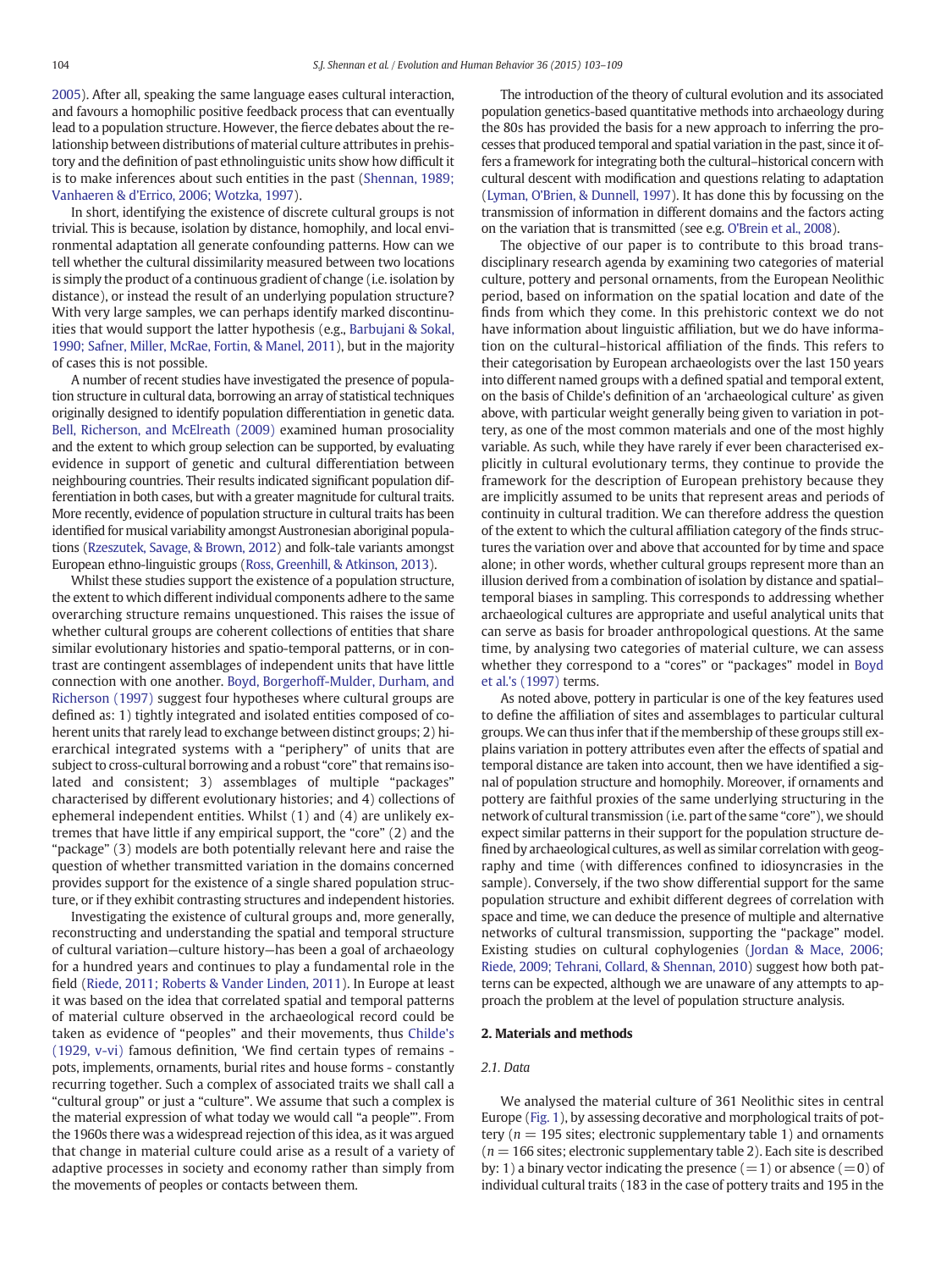2005). After all, speaking the same language eases cultural interaction, and favours a homophilic positive feedback process that can eventually lead to a population structure. However, the fierce debates about the relationship between distributions of material culture attributes in prehistory and the definition of past ethnolinguistic units show how difficult it is to make inferences about such entities in the past (Shennan, 1989; Vanhaeren & d'Errico, 2006; Wotzka, 1997).

In short, identifying the existence of discrete cultural groups is not trivial. This is because, isolation by distance, homophily, and local environmental adaptation all generate confounding patterns. How can we tell whether the cultural dissimilarity measured between two locations is simply the product of a continuous gradient of change (i.e. isolation by distance), or instead the result of an underlying population structure? With very large samples, we can perhaps identify marked discontinuities that would support the latter hypothesis (e.g., Barbujani & Sokal, 1990; Safner, Miller, McRae, Fortin, & Manel, 2011), but in the majority of cases this is not possible.

A number of recent studies have investigated the presence of population structure in cultural data, borrowing an array of statistical techniques originally designed to identify population differentiation in genetic data. Bell, Richerson, and McElreath (2009) examined human prosociality and the extent to which group selection can be supported, by evaluating evidence in support of genetic and cultural differentiation between neighbouring countries. Their results indicated significant population differentiation in both cases, but with a greater magnitude for cultural traits. More recently, evidence of population structure in cultural traits has been identified for musical variability amongst Austronesian aboriginal populations (Rzeszutek, Savage, & Brown, 2012) and folk-tale variants amongst European ethno-linguistic groups (Ross, Greenhill, & Atkinson, 2013).

Whilst these studies support the existence of a population structure, the extent to which different individual components adhere to the same overarching structure remains unquestioned. This raises the issue of whether cultural groups are coherent collections of entities that share similar evolutionary histories and spatio-temporal patterns, or in contrast are contingent assemblages of independent units that have little connection with one another. Boyd, Borgerhoff-Mulder, Durham, and Richerson (1997) suggest four hypotheses where cultural groups are defined as: 1) tightly integrated and isolated entities composed of coherent units that rarely lead to exchange between distinct groups; 2) hierarchical integrated systems with a "periphery" of units that are subject to cross-cultural borrowing and a robust "core" that remains isolated and consistent; 3) assemblages of multiple "packages" characterised by different evolutionary histories; and 4) collections of ephemeral independent entities. Whilst (1) and (4) are unlikely extremes that have little if any empirical support, the "core" (2) and the "package" (3) models are both potentially relevant here and raise the question of whether transmitted variation in the domains concerned provides support for the existence of a single shared population structure, or if they exhibit contrasting structures and independent histories.

Investigating the existence of cultural groups and, more generally, reconstructing and understanding the spatial and temporal structure of cultural variation—culture history—has been a goal of archaeology for a hundred years and continues to play a fundamental role in the field (Riede, 2011; Roberts & Vander Linden, 2011). In Europe at least it was based on the idea that correlated spatial and temporal patterns of material culture observed in the archaeological record could be taken as evidence of "peoples" and their movements, thus Childe's (1929, v-vi) famous definition, 'We find certain types of remains - pots, implements, ornaments, burial rites and house forms - constantly recurring together. Such a complex of associated traits we shall call a "cultural group" or just a "culture". We assume that such a complex is the material expression of what today we would call "a people"'. From the 1960s there was a widespread rejection of this idea, as it was argued that change in material culture could arise as a result of a variety of adaptive processes in society and economy rather than simply from the movements of peoples or contacts between them.

The introduction of the theory of cultural evolution and its associated population genetics-based quantitative methods into archaeology during the 80s has provided the basis for a new approach to inferring the processes that produced temporal and spatial variation in the past, since it offers a framework for integrating both the cultural–historical concern with cultural descent with modification and questions relating to adaptation (Lyman, O'Brien, & Dunnell, 1997). It has done this by focussing on the transmission of information in different domains and the factors acting on the variation that is transmitted (see e.g. O'Brein et al., 2008).

The objective of our paper is to contribute to this broad transdisciplinary research agenda by examining two categories of material culture, pottery and personal ornaments, from the European Neolithic period, based on information on the spatial location and date of the finds from which they come. In this prehistoric context we do not have information about linguistic affiliation, but we do have information on the cultural–historical affiliation of the finds. This refers to their categorisation by European archaeologists over the last 150 years into different named groups with a defined spatial and temporal extent, on the basis of Childe's definition of an 'archaeological culture' as given above, with particular weight generally being given to variation in pottery, as one of the most common materials and one of the most highly variable. As such, while they have rarely if ever been characterised explicitly in cultural evolutionary terms, they continue to provide the framework for the description of European prehistory because they are implicitly assumed to be units that represent areas and periods of continuity in cultural tradition. We can therefore address the question of the extent to which the cultural affiliation category of the finds structures the variation over and above that accounted for by time and space alone; in other words, whether cultural groups represent more than an illusion derived from a combination of isolation by distance and spatial–temporal biases in sampling. This corresponds to addressing whether archaeological cultures are appropriate and useful analytical units that can serve as basis for broader anthropological questions. At the same time, by analysing two categories of material culture, we can assess whether they correspond to a "cores" or "packages" model in Boyd et al.'s (1997) terms.

As noted above, pottery in particular is one of the key features used to define the affiliation of sites and assemblages to particular cultural groups. We can thus infer that if the membership of these groups still explains variation in pottery attributes even after the effects of spatial and temporal distance are taken into account, then we have identified a signal of population structure and homophily. Moreover, if ornaments and pottery are faithful proxies of the same underlying structuring in the network of cultural transmission (i.e. part of the same "core"), we should expect similar patterns in their support for the population structure defined by archaeological cultures, as well as similar correlation with geography and time (with differences confined to idiosyncrasies in the sample). Conversely, if the two show differential support for the same population structure and exhibit different degrees of correlation with space and time, we can deduce the presence of multiple and alternative networks of cultural transmission, supporting the "package" model. Existing studies on cultural cophylogenies (Jordan & Mace, 2006; Riede, 2009; Tehrani, Collard, & Shennan, 2010) suggest how both patterns can be expected, although we are unaware of any attempts to approach the problem at the level of population structure analysis.

## 2. Materials and methods

### 2.1. Data

We analysed the material culture of 361 Neolithic sites in central Europe (Fig. 1), by assessing decorative and morphological traits of pottery ($n = 195$ sites; electronic supplementary table 1) and ornaments ($n = 166$ sites; electronic supplementary table 2). Each site is described by: 1) a binary vector indicating the presence ($=1$) or absence ($=0$) of individual cultural traits (183 in the case of pottery traits and 195 in the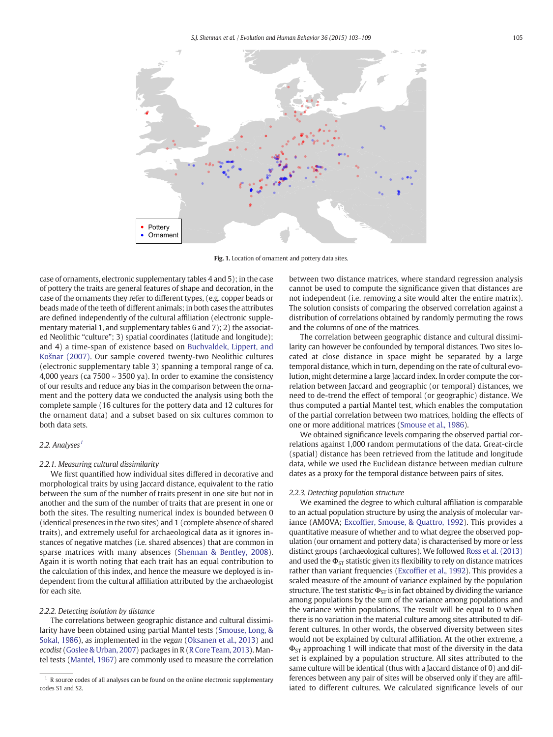Fig. 1. Location of ornament and pottery data sites.

case of ornaments, electronic supplementary tables 4 and 5); in the case of pottery the traits are general features of shape and decoration, in the case of the ornaments they refer to different types, (e.g. copper beads or beads made of the teeth of different animals; in both cases the attributes are defined independently of the cultural affiliation (electronic supplementary material 1, and supplementary tables 6 and 7); 2) the associated Neolithic "culture"; 3) spatial coordinates (latitude and longitude); and 4) a time-span of existence based on Buchvaldek, Lippert, and Košnar (2007). Our sample covered twenty-two Neolithic cultures (electronic supplementary table 3) spanning a temporal range of ca. 4,000 years (ca 7500 ~ 3500 ya). In order to examine the consistency of our results and reduce any bias in the comparison between the ornament and the pottery data we conducted the analysis using both the complete sample (16 cultures for the pottery data and 12 cultures for the ornament data) and a subset based on six cultures common to both data sets.

### 2.2. Analyses[1]

#### 2.2.1. Measuring cultural dissimilarity

We first quantified how individual sites differed in decorative and morphological traits by using Jaccard distance, equivalent to the ratio between the sum of the number of traits present in one site but not in another and the sum of the number of traits that are present in one or both the sites. The resulting numerical index is bounded between 0 (identical presences in the two sites) and 1 (complete absence of shared traits), and extremely useful for archaeological data as it ignores instances of negative matches (i.e. shared absences) that are common in sparse matrices with many absences (Shennan & Bentley, 2008). Again it is worth noting that each trait has an equal contribution to the calculation of this index, and hence the measure we deployed is independent from the cultural affiliation attributed by the archaeologist for each site.

#### 2.2.2. Detecting isolation by distance

The correlations between geographic distance and cultural dissimilarity have been obtained using partial Mantel tests (Smouse, Long, & Sokal, 1986), as implemented in the *vegan* (Oksanen et al., 2013) and *ecodist* (Goslee & Urban, 2007) packages in R (R Core Team, 2013). Mantel tests (Mantel, 1967) are commonly used to measure the correlation between two distance matrices, where standard regression analysis cannot be used to compute the significance given that distances are not independent (i.e. removing a site would alter the entire matrix). The solution consists of comparing the observed correlation against a distribution of correlations obtained by randomly permuting the rows and the columns of one of the matrices.

The correlation between geographic distance and cultural dissimilarity can however be confounded by temporal distances. Two sites located at close distance in space might be separated by a large temporal distance, which in turn, depending on the rate of cultural evolution, might determine a large Jaccard index. In order compute the correlation between Jaccard and geographic (or temporal) distances, we need to de-trend the effect of temporal (or geographic) distance. We thus computed a partial Mantel test, which enables the computation of the partial correlation between two matrices, holding the effects of one or more additional matrices (Smouse et al., 1986).

We obtained significance levels comparing the observed partial correlations against 1,000 random permutations of the data. Great-circle (spatial) distance has been retrieved from the latitude and longitude data, while we used the Euclidean distance between median culture dates as a proxy for the temporal distance between pairs of sites.

#### 2.2.3. Detecting population structure

We examined the degree to which cultural affiliation is comparable to an actual population structure by using the analysis of molecular variance (AMOVA; Excoffier, Smouse, & Quattro, 1992). This provides a quantitative measure of whether and to what degree the observed population (our ornament and pottery data) is characterised by more or less distinct groups (archaeological cultures). We followed Ross et al. (2013) and used the $\Phi_{ST}$ statistic given its flexibility to rely on distance matrices rather than variant frequencies (Excoffier et al., 1992). This provides a scaled measure of the amount of variance explained by the population structure. The test statistic $\Phi_{ST}$ is in fact obtained by dividing the variance among populations by the sum of the variance among populations and the variance within populations. The result will be equal to 0 when there is no variation in the material culture among sites attributed to different cultures. In other words, the observed diversity between sites would not be explained by cultural affiliation. At the other extreme, a $\Phi_{ST}$ approaching 1 will indicate that most of the diversity in the data set is explained by a population structure. All sites attributed to the same culture will be identical (thus with a Jaccard distance of 0) and differences between any pair of sites will be observed only if they are affiliated to different cultures. We calculated significance levels of our

[1] R source codes of all analyses can be found on the online electronic supplementary codes S1 and S2.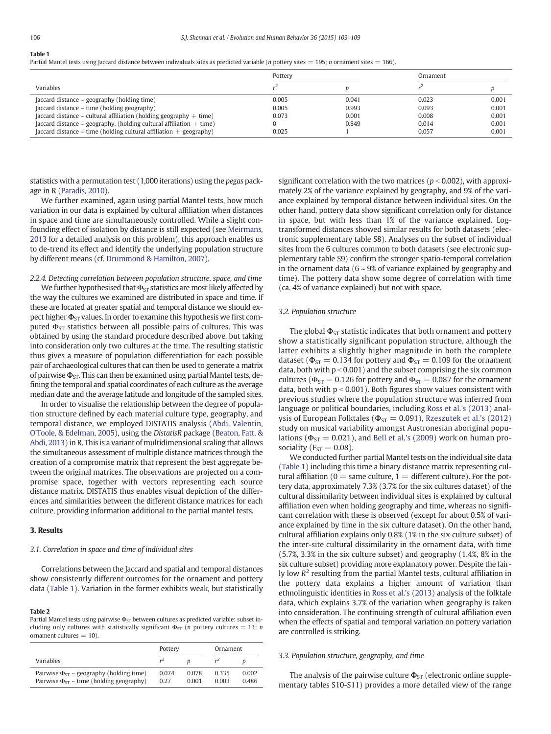**Table 1**
Partial Mantel tests using Jaccard distance between individuals sites as predicted variable ($n$ pottery sites = 195; $n$ ornament sites = 166).

| Variables | Pottery | | Ornament | |
|---|---|---|---|---|
| | $r^2$ | $p$ | $r^2$ | $p$ |
| Jaccard distance ~ geography (holding time) | 0.005 | 0.041 | 0.023 | 0.001 |
| Jaccard distance ~ time (holding geography) | 0.005 | 0.993 | 0.093 | 0.001 |
| Jaccard distance ~ cultural affiliation (holding geography + time) | 0.073 | 0.001 | 0.008 | 0.001 |
| Jaccard distance ~ geography, (holding cultural affiliation + time) | 0 | 0.849 | 0.014 | 0.001 |
| Jaccard distance ~ time (holding cultural affiliation + geography) | 0.025 | 1 | 0.057 | 0.001 |

statistics with a permutation test (1,000 iterations) using the *pegas* package in R (Paradis, 2010).

We further examined, again using partial Mantel tests, how much variation in our data is explained by cultural affiliation when distances in space and time are simultaneously controlled. While a slight confounding effect of isolation by distance is still expected (see Meirmans, 2013 for a detailed analysis on this problem), this approach enables us to de-trend its effect and identify the underlying population structure by different means (cf. Drummond & Hamilton, 2007).

#### 2.2.4. Detecting correlation between population structure, space, and time

We further hypothesised that $\Phi_{ST}$ statistics are most likely affected by the way the cultures we examined are distributed in space and time. If these are located at greater spatial and temporal distance we should expect higher $\Phi_{ST}$ values. In order to examine this hypothesis we first computed $\Phi_{ST}$ statistics between all possible pairs of cultures. This was obtained by using the standard procedure described above, but taking into consideration only two cultures at the time. The resulting statistic thus gives a measure of population differentiation for each possible pair of archaeological cultures that can then be used to generate a matrix of pairwise $\Phi_{ST}$. This can then be examined using partial Mantel tests, defining the temporal and spatial coordinates of each culture as the average median date and the average latitude and longitude of the sampled sites.

In order to visualise the relationship between the degree of population structure defined by each material culture type, geography, and temporal distance, we employed DISTATIS analysis (Abdi, Valentin, O'Toole, & Edelman, 2005), using the *DistatisR* package (Beaton, Fatt, & Abdi, 2013) in R. This is a variant of multidimensional scaling that allows the simultaneous assessment of multiple distance matrices through the creation of a compromise matrix that represent the best aggregate between the original matrices. The observations are projected on a compromise space, together with vectors representing each source distance matrix. DISTATIS thus enables visual depiction of the differences and similarities between the different distance matrices for each culture, providing information additional to the partial mantel tests.

## 3. Results

### 3.1. Correlation in space and time of individual sites

Correlations between the Jaccard and spatial and temporal distances show consistently different outcomes for the ornament and pottery data (Table 1). Variation in the former exhibits weak, but statistically significant correlation with the two matrices ($p < 0.002$), with approximately 2% of the variance explained by geography, and 9% of the variance explained by temporal distance between individual sites. On the other hand, pottery data show significant correlation only for distance in space, but with less than 1% of the variance explained. Log-transformed distances showed similar results for both datasets (electronic supplementary table S8). Analyses on the subset of individual sites from the 6 cultures common to both datasets (see electronic supplementary table S9) confirm the stronger spatio-temporal correlation in the ornament data (6 ~ 9% of variance explained by geography and time). The pottery data show some degree of correlation with time (ca. 4% of variance explained) but not with space.

### 3.2. Population structure

The global $\Phi_{ST}$ statistic indicates that both ornament and pottery show a statistically significant population structure, although the latter exhibits a slightly higher magnitude in both the complete dataset ($\Phi_{ST} = 0.134$ for pottery and $\Phi_{ST} = 0.109$ for the ornament data, both with $p < 0.001$) and the subset comprising the six common cultures ($\Phi_{ST} = 0.126$ for pottery and $\Phi_{ST} = 0.087$ for the ornament data, both with $p < 0.001$). Both figures show values consistent with previous studies where the population structure was inferred from language or political boundaries, including Ross et al.'s (2013) analysis of European Folktales ($\Phi_{ST} = 0.091$), Rzeszutek et al.'s (2012) study on musical variability amongst Austronesian aboriginal populations ($\Phi_{ST} = 0.021$), and Bell et al.'s (2009) work on human prosociality ($F_{ST} = 0.08$).

We conducted further partial Mantel tests on the individual site data (Table 1) including this time a binary distance matrix representing cultural affiliation (0 = same culture, 1 = different culture). For the pottery data, approximately 7.3% (3.7% for the six cultures dataset) of the cultural dissimilarity between individual sites is explained by cultural affiliation even when holding geography and time, whereas no significant correlation with these is observed (except for about 0.5% of variance explained by time in the six culture dataset). On the other hand, cultural affiliation explains only 0.8% (1% in the six culture subset) of the inter-site cultural dissimilarity in the ornament data, with time (5.7%, 3.3% in the six culture subset) and geography (1.4%, 8% in the six culture subset) providing more explanatory power. Despite the fairly low $R^2$ resulting from the partial Mantel tests, cultural affiliation in the pottery data explains a higher amount of variation than ethnolinguistic identities in Ross et al.'s (2013) analysis of the folktale data, which explains 3.7% of the variation when geography is taken into consideration. The continuing strength of cultural affiliation even when the effects of spatial and temporal variation on pottery variation are controlled is striking.

**Table 2**
Partial Mantel tests using pairwise $\Phi_{ST}$ between cultures as predicted variable: subset including only cultures with statistically significant $\Phi_{ST}$ ($n$ pottery cultures = 13; $n$ ornament cultures = 10).

| Variables | Pottery | | Ornament | |
|---|---|---|---|---|
| | $r^2$ | $p$ | $r^2$ | $p$ |
| Pairwise $\Phi_{ST}$ ~ geography (holding time) | 0.074 | 0.078 | 0.335 | 0.002 |
| Pairwise $\Phi_{ST}$ ~ time (holding geography) | 0.27 | 0.001 | 0.003 | 0.486 |

### 3.3. Population structure, geography, and time

The analysis of the pairwise culture $\Phi_{ST}$ (electronic online supplementary tables S10-S11) provides a more detailed view of the range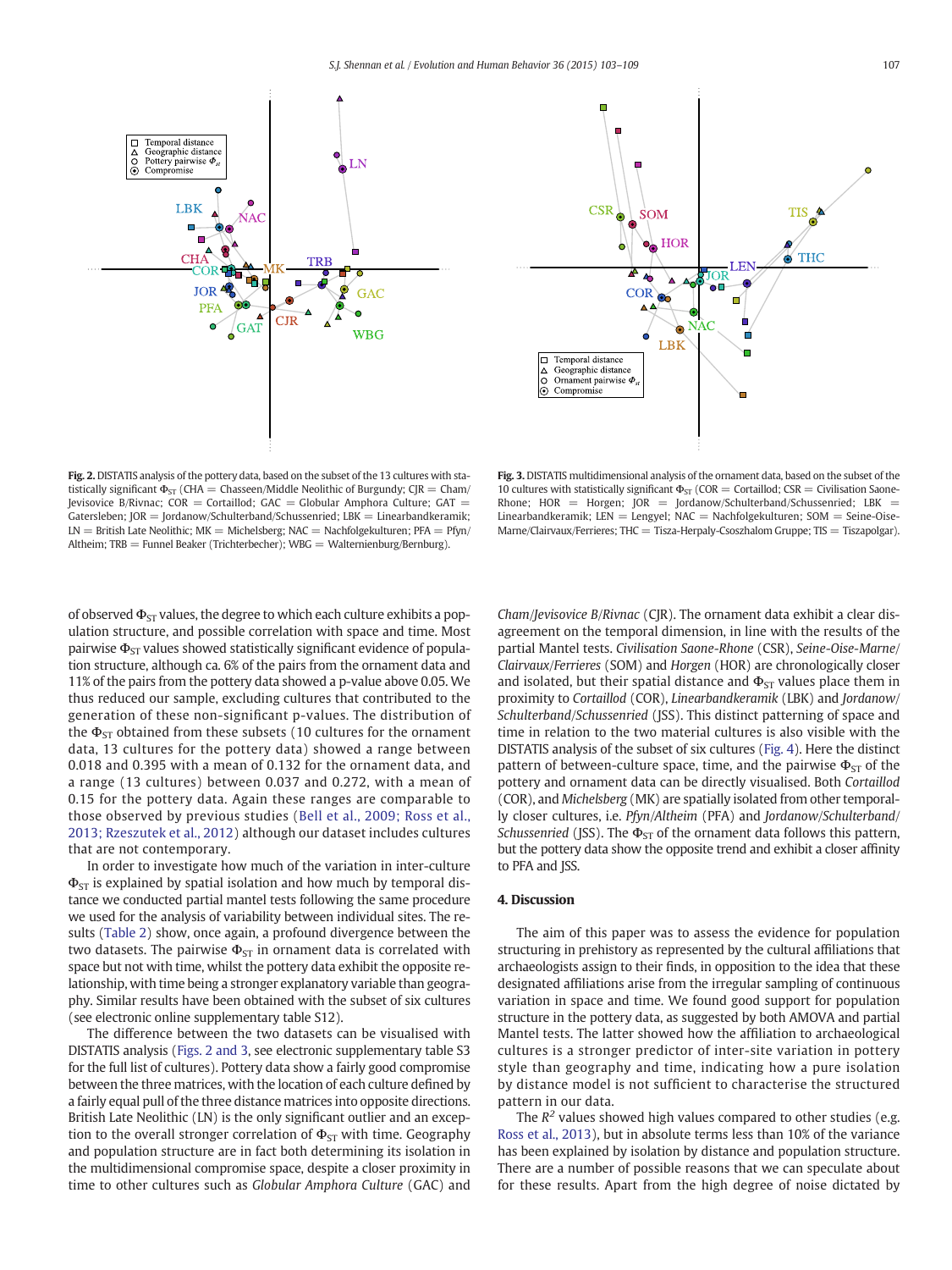Fig. 2. DISTATIS analysis of the pottery data, based on the subset of the 13 cultures with statistically significant $\Phi_{ST}$ (CHA = Chasseen/Middle Neolithic of Burgundy; CJR = Cham/Jevisovice B/Rivnac; COR = Cortaillod; GAC = Globular Amphora Culture; GAT = Gatersleben; JOR = Jordanow/Schulterband/Schussenried; LBK = Linearbandkeramik; LN = British Late Neolithic; MK = Michelsberg; NAC = Nachfolgekulturen; PFA = Pfyn/Altheim; TRB = Funnel Beaker (Trichterbecher); WBG = Walternienburg/Bernburg).

Fig. 3. DISTATIS multidimensional analysis of the ornament data, based on the subset of the 10 cultures with statistically significant $\Phi_{ST}$ (COR = Cortaillod; CSR = Civilisation Saone-Rhone; HOR = Horgen; JOR = Jordanow/Schulterband/Schussenried; LBK = Linearbandkeramik; LEN = Lengyel; NAC = Nachfolgekulturen; SOM = Seine-Oise-Marne/Clairvaux/Ferrieres; THC = Tisza-Herpaly-Csoszhalom Gruppe; TIS = Tiszapolgar).

of observed $\Phi_{ST}$ values, the degree to which each culture exhibits a population structure, and possible correlation with space and time. Most pairwise $\Phi_{ST}$ values showed statistically significant evidence of population structure, although ca. 6% of the pairs from the ornament data and 11% of the pairs from the pottery data showed a p-value above 0.05. We thus reduced our sample, excluding cultures that contributed to the general generation of these non-significant p-values. The distribution of the $\Phi_{ST}$ obtained from these subsets (10 cultures for the ornament data, 13 cultures for the pottery data) showed a range between 0.018 and 0.395 with a mean of 0.132 for the ornament data, and a range (13 cultures) between 0.037 and 0.272, with a mean of 0.15 for the pottery data. Again these ranges are comparable to those observed by previous studies (Bell et al., 2009; Ross et al., 2013; Rzeszutek et al., 2012) although our dataset includes cultures that are not contemporary.

In order to investigate how much of the variation in inter-culture $\Phi_{ST}$ is explained by spatial isolation and how much by temporal distance we conducted partial mantel tests following the same procedure we used for the analysis of variability between individual sites. The results (Table 2) show, once again, a profound divergence between the two datasets. The pairwise $\Phi_{ST}$ in ornament data is correlated with space but not with time, whilst the pottery data exhibit the opposite relationship, with time being a stronger explanatory variable than geography. Similar results have been obtained with the subset of six cultures (see electronic online supplementary table S12).

The difference between the two datasets can be visualised with DISTATIS analysis (Figs. 2 and 3, see electronic supplementary table S3 for the full list of cultures). Pottery data show a fairly good compromise between the three matrices, with the location of each culture defined by a fairly equal pull of the three distance matrices into opposite directions. British Late Neolithic (LN) is the only significant outlier and an exception to the overall stronger correlation of $\Phi_{ST}$ with time. Geography and population structure are in fact both determining its isolation in the multidimensional compromise space, despite a closer proximity in time to other cultures such as *Globular Amphora Culture* (GAC) and *Cham/Jevisovice B/Rivnac* (CJR). The ornament data exhibit a clear disagreement on the temporal dimension, in line with the results of the partial Mantel tests. *Civilisation Saone-Rhone* (CSR), *Seine-Oise-Marne/Clairvaux/Ferrieres* (SOM) and *Horgen* (HOR) are chronologically closer and isolated, but their spatial distance and $\Phi_{ST}$ values place them in proximity to *Cortaillod* (COR), *Linearbandkeramik* (LBK) and *Jordanow/Schulterband/Schussenried* (JSS). This distinct patterning of space and time in relation to the two material cultures is also visible with the DISTATIS analysis of the subset of six cultures (Fig. 4). Here the distinct pattern of between-culture space, time, and the pairwise $\Phi_{ST}$ of the pottery and ornament data can be directly visualised. Both *Cortaillod* (COR), and *Michelsberg* (MK) are spatially isolated from other temporally closer cultures, i.e. *Pfyn/Altheim* (PFA) and *Jordanow/Schulterband/Schussenried* (JSS). The $\Phi_{ST}$ of the ornament data follows this pattern, but the pottery data show the opposite trend and exhibit a closer affinity to PFA and JSS.

## 4. Discussion

The aim of this paper was to assess the evidence for population structuring in prehistory as represented by the cultural affiliations that archaeologists assign to their finds, in opposition to the idea that these designated affiliations arise from the irregular sampling of continuous variation in space and time. We found good support for population structure in the pottery data, as suggested by both AMOVA and partial Mantel tests. The latter showed how the affiliation to archaeological cultures is a stronger predictor of inter-site variation in pottery style than geography and time, indicating how a pure isolation by distance model is not sufficient to characterise the structured pattern in our data.

The $R^2$ values showed high values compared to other studies (e.g. Ross et al., 2013), but in absolute terms less than 10% of the variance has been explained by isolation by distance and population structure. There are a number of possible reasons that we can speculate about for these results. Apart from the high degree of noise dictated by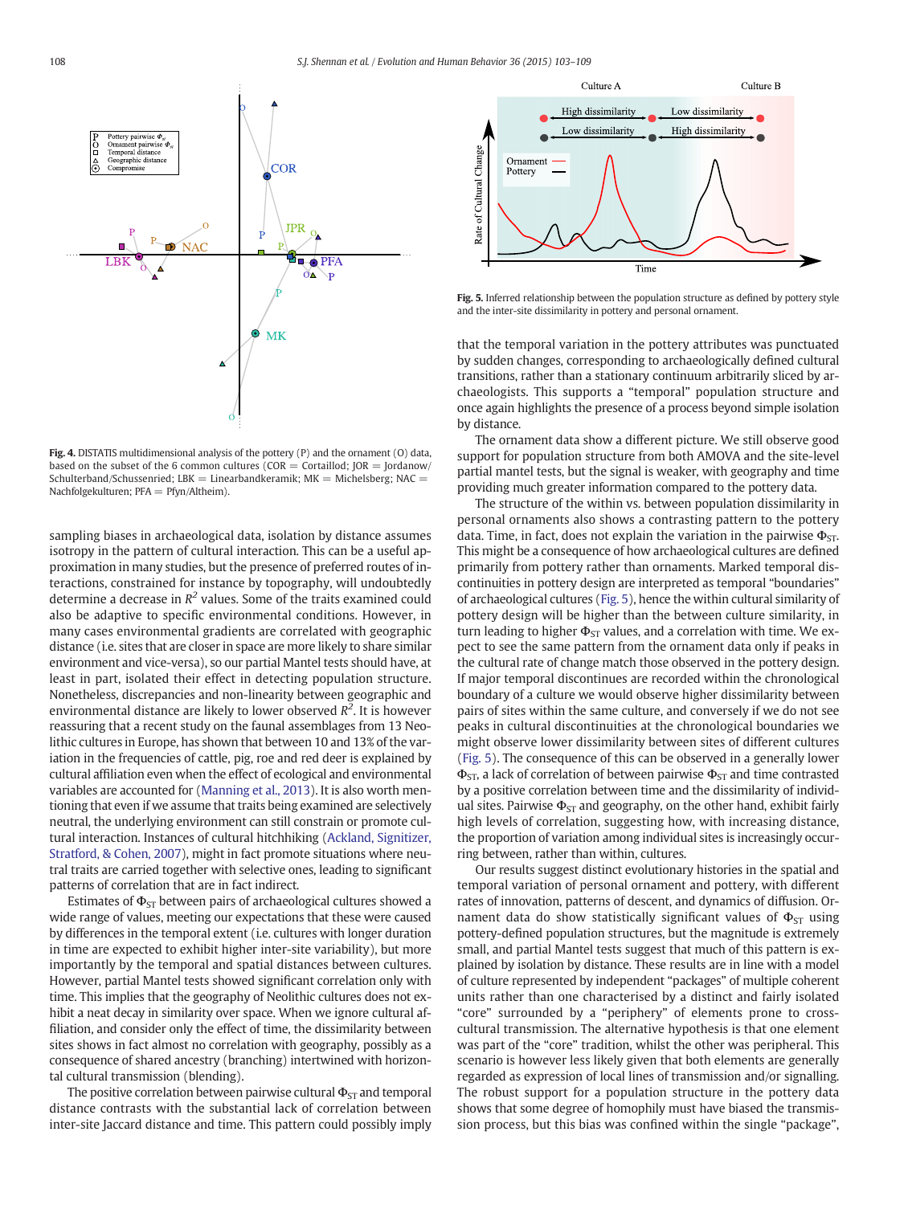Fig. 4. DISTATIS multidimensional analysis of the pottery (P) and the ornament (O) data, based on the subset of the 6 common cultures (COR = Cortaillod; JOR = Jordanow/Schulterband/Schussenried; LBK = Linearbandkeramik; MK = Michelsberg; NAC = Nachfolgekulturen; PFA = Pfyn/Altheim).

sampling biases in archaeological data, isolation by distance assumes isotropy in the pattern of cultural interaction. This can be a useful approximation in many studies, but the presence of preferred routes of interactions, constrained for instance by topography, will undoubtedly determine a decrease in $R^2$ values. Some of the traits examined could also be adaptive to specific environmental conditions. However, in many cases environmental gradients are correlated with geographic distance (i.e. sites that are closer in space are more likely to share similar environment and vice-versa), so our partial Mantel tests should have, at least in part, isolated their effect in detecting population structure. Nonetheless, discrepancies and non-linearity between geographic and environmental distance are likely to lower observed $R^2$. It is however reassuring that a recent study on the faunal assemblages from 13 Neolithic cultures in Europe, has shown that between 10 and 13% of the variation in the frequencies of cattle, pig, roe and red deer is explained by cultural affiliation even when the effect of ecological and environmental variables are accounted for (Manning et al., 2013). It is also worth mentioning that even if we assume that traits being examined are selectively neutral, the underlying environment can still constrain or promote cultural interaction. Instances of cultural hitchhiking (Ackland, Signitzer, Stratford, & Cohen, 2007), might in fact promote situations where neutral traits are carried together with selective ones, leading to significant patterns of correlation that are in fact indirect.

Estimates of $\Phi_{ST}$ between pairs of archaeological cultures showed a wide range of values, meeting our expectations that these were caused by differences in the temporal extent (i.e. cultures with longer duration in time are expected to exhibit higher inter-site variability), but more importantly by the temporal and spatial distances between cultures. However, partial Mantel tests showed significant correlation only with time. This implies that the geography of Neolithic cultures does not exhibit a neat decay in similarity over space. When we ignore cultural affiliation, and consider only the effect of time, the dissimilarity between sites shows in fact almost no correlation with geography, possibly as a consequence of shared ancestry (branching) intertwined with horizontal cultural transmission (blending).

The positive correlation between pairwise cultural $\Phi_{ST}$ and temporal distance contrasts with the substantial lack of correlation between inter-site Jaccard distance and time. This pattern could possibly imply that the temporal variation in the pottery attributes was punctuated by sudden changes, corresponding to archaeologically defined cultural transitions, rather than a stationary continuum arbitrarily sliced by archaeologists. This supports a "temporal" population structure and once again highlights the presence of a process beyond simple isolation by distance.

Fig. 5. Inferred relationship between the population structure as defined by pottery style and the inter-site dissimilarity in pottery and personal ornament.

The ornament data show a different picture. We still observe good support for population structure from both AMOVA and the site-level partial mantel tests, but the signal is weaker, with geography and time providing much greater information compared to the pottery data.

The structure of the within vs. between population dissimilarity in personal ornaments also shows a contrasting pattern to the pottery data. Time, in fact, does not explain the variation in the pairwise $\Phi_{ST}$. This might be a consequence of how archaeological cultures are defined primarily from pottery rather than ornaments. Marked temporal discontinuities in pottery design are interpreted as temporal "boundaries" of archaeological cultures (Fig. 5), hence the within cultural similarity of pottery design will be higher than the between culture similarity, in turn leading to higher $\Phi_{ST}$ values, and a correlation with time. We expect to see the same pattern from the ornament data only if peaks in the cultural rate of change match those observed in the pottery design. If major temporal discontinues are recorded within the chronological boundary of a culture we would observe higher dissimilarity between pairs of sites within the same culture, and conversely if we do not see peaks in cultural discontinuities at the chronological boundaries we might observe lower dissimilarity between sites of different cultures (Fig. 5). The consequence of this can be observed in a generally lower $\Phi_{ST}$, a lack of correlation of between pairwise $\Phi_{ST}$ and time contrasted by a positive correlation between time and the dissimilarity of individual sites. Pairwise $\Phi_{ST}$ and geography, on the other hand, exhibit fairly high levels of correlation, suggesting how, with increasing distance, the proportion of variation among individual sites is increasingly occurring between, rather than within, cultures.

Our results suggest distinct evolutionary histories in the spatial and temporal variation of personal ornament and pottery, with different rates of innovation, patterns of descent, and dynamics of diffusion. Ornament data do show statistically significant values of $\Phi_{ST}$ using pottery-defined population structures, but the magnitude is extremely small, and partial Mantel tests suggest that much of this pattern is explained by isolation by distance. These results are in line with a model of culture represented by independent "packages" of multiple coherent units rather than one characterised by a distinct and fairly isolated "core" surrounded by a "periphery" of elements prone to cross-cultural transmission. The alternative hypothesis is that one element was part of the "core" tradition, whilst the other was peripheral. This scenario is however less likely given that both elements are generally regarded as expression of local lines of transmission and/or signalling. The robust support for a population structure in the pottery data shows that some degree of homophily must have biased the transmission process, but this bias was confined within the single "package",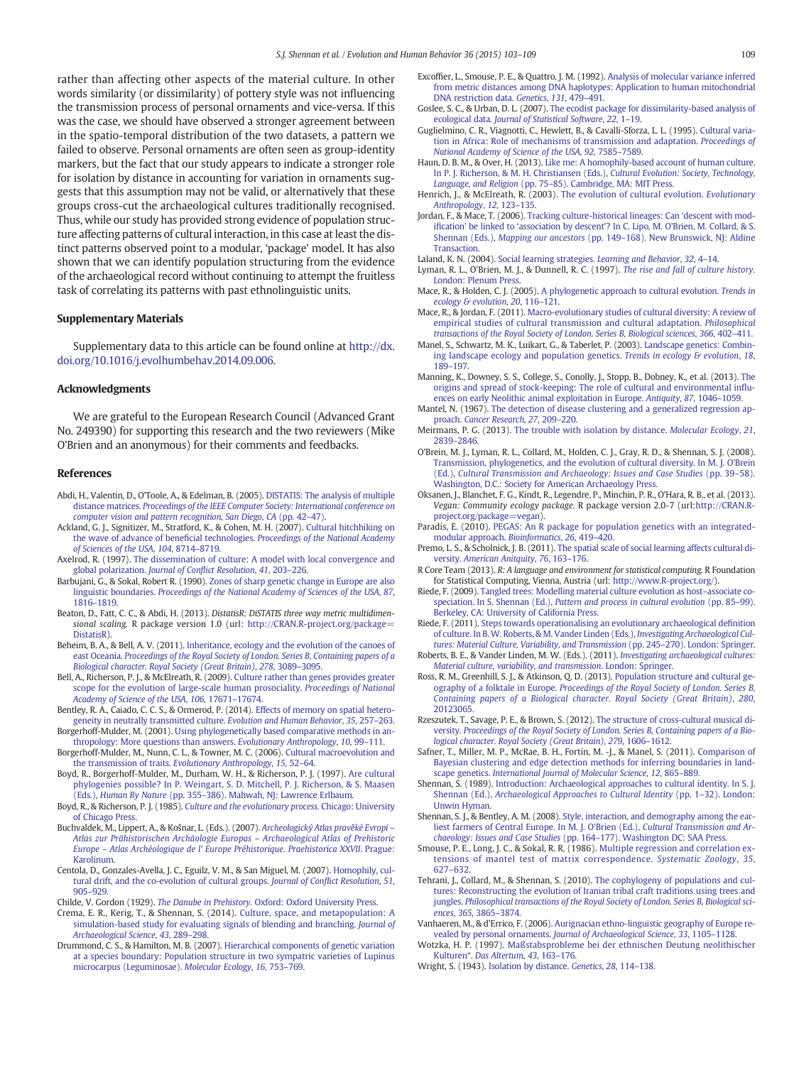rather than affecting other aspects of the material culture. In other words similarity (or dissimilarity) of pottery style was not influencing the transmission process of personal ornaments and vice-versa. If this was the case, we should have observed a stronger agreement between in the spatio-temporal distribution of the two datasets, a pattern we failed to observe. Personal ornaments are often seen as group-identity markers, but the fact that our study appears to indicate a stronger role for isolation by distance in accounting for variation in ornaments suggests that this assumption may not be valid, or alternatively that these groups cross-cut the archaeological cultures traditionally recognised. Thus, while our study has provided strong evidence of population structure affecting patterns of cultural interaction, in this case at least the distinct patterns observed point to a modular, 'package' model. It has also shown that we can identify population structuring from the evidence of the archaeological record without continuing to attempt the fruitless task of correlating its patterns with past ethnolinguistic units.

## Supplementary Materials

Supplementary data to this article can be found online at http://dx.doi.org/10.1016/j.evolhumbehav.2014.09.006.

## Acknowledgments

We are grateful to the European Research Council (Advanced Grant No. 249390) for supporting this research and the two reviewers (Mike O'Brien and an anonymous) for their comments and feedbacks.

## References

Abdi, H., Valentin, D., O'Toole, A., & Edelman, B. (2005). DISTATIS: The analysis of multiple distance matrices. *Proceedings of the IEEE Computer Society: International conference on computer vision and pattern recognition, San Diego, CA* (pp. 42–47).

Ackland, G. J., Signitzer, M., Stratford, K., & Cohen, M. H. (2007). Cultural hitchhiking on the wave of advance of beneficial technologies. *Proceedings of the National Academy of Sciences of the USA*, *104*, 8714–8719.

Axelrod, R. (1997). The dissemination of culture: A model with local convergence and global polarization. *Journal of Conflict Resolution*, *41*, 203–226.

Barbujani, G., & Sokal, Robert R. (1990). Zones of sharp genetic change in Europe are also linguistic boundaries. *Proceedings of the National Academy of Sciences of the USA*, *87*, 1816–1819.

Beaton, D., Fatt, C. C., & Abdi, H. (2013). *DistatisR: DiSTATIS three way metric multidimensional scaling.* R package version 1.0 (url: http://CRAN.R-project.org/package=DistatisR).

Beheim, B. A., & Bell, A. V. (2011). Inheritance, ecology and the evolution of the canoes of east Oceania. *Proceedings of the Royal Society of London. Series B, Containing papers of a Biological character. Royal Society (Great Britain)*, *278*, 3089–3095.

Bell, A., Richerson, P. J., & McElreath, R. (2009). Culture rather than genes provides greater scope for the evolution of large-scale human prosociality. *Proceedings of National Academy of Science of the USA*, *106*, 17671–17674.

Bentley, R. A., Caiado, C. C. S., & Ormerod, P. (2014). Effects of memory on spatial heterogeneity in neutrally transmitted culture. *Evolution and Human Behavior*, *35*, 257–263.

Borgerhoff-Mulder, M. (2001). Using phylogenetically based comparative methods in anthropology: More questions than answers. *Evolutionary Anthropology*, *10*, 99–111.

Borgerhoff-Mulder, M., Nunn, C. L., & Towner, M. C. (2006). Cultural macroevolution and the transmission of traits. *Evolutionary Anthropology*, *15*, 52–64.

Boyd, R., Borgerhoff-Mulder, M., Durham, W. H., & Richerson, P. J. (1997). Are cultural phylogenies possible? In P. Weingart, S. D. Mitchell, P. J. Richerson, & S. Maasen (Eds.), *Human By Nature* (pp. 355–386). Mahwah, NJ: Lawrence Erlbaum.

Boyd, R., & Richerson, P. J. (1985). *Culture and the evolutionary process.* Chicago: University of Chicago Press.

Buchvaldek, M., Lippert, A., & Košnar, L. (Eds.). (2007). *Archeologický Atlas pravěké Evropi – Atlas zur Prähistorischen Archäologie Europas – Archaeological Atlas of Prehistoric Europe – Atlas Archéologique de l' Europe Préhistorique. Praehistorica XXVII.* Prague: Karolinum.

Centola, D., Gonzales-Avella, J. C., Eguilz, V. M., & San Miguel, M. (2007). Homophily, cultural drift, and the co-evolution of cultural groups. *Journal of Conflict Resolution*, *51*, 905–929.

Childe, V. Gordon (1929). *The Danube in Prehistory.* Oxford: Oxford University Press.

Crema, E. R., Kerig, T., & Shennan, S. (2014). Culture, space, and metapopulation: A simulation-based study for evaluating signals of blending and branching. *Journal of Archaeological Science*, *43*, 289–298.

Drummond, C. S., & Hamilton, M. B. (2007). Hierarchical components of genetic variation at a species boundary: Population structure in two sympatric varieties of Lupinus microcarpus (Leguminosae). *Molecular Ecology*, *16*, 753–769.

Excoffier, L., Smouse, P. E., & Quattro, J. M. (1992). Analysis of molecular variance inferred from metric distances among DNA haplotypes: Application to human mitochondrial DNA restriction data. *Genetics*, *131*, 479–491.

Goslee, S. C., & Urban, D. L. (2007). The ecodist package for dissimilarity-based analysis of ecological data. *Journal of Statistical Software*, *22*, 1–19.

Guglielmino, C. R., Viagnotti, C., Hewlett, B., & Cavalli-Sforza, L. L. (1995). Cultural variation in Africa: Role of mechanisms of transmission and adaptation. *Proceedings of National Academy of Science of the USA*, *92*, 7585–7589.

Haun, D. B. M., & Over, H. (2013). Like me: A homophily-based account of human culture. In P. J. Richerson, & M. H. Christiansen (Eds.), *Cultural Evolution: Society, Technology, Language, and Religion* (pp. 75–85). Cambridge, MA: MIT Press.

Henrich, J., & McElreath, R. (2003). The evolution of cultural evolution. *Evolutionary Anthropology*, *12*, 123–135.

Jordan, F., & Mace, T. (2006). Tracking culture-historical lineages: Can 'descent with modification' be linked to 'association by descent'? In C. Lipo, M. O'Brien, M. Collard, & S. Shennan (Eds.), *Mapping our ancestors* (pp. 149–168). New Brunswick, NJ: Aldine Transaction.

Laland, K. N. (2004). Social learning strategies. *Learning and Behavior*, *32*, 4–14.

Lyman, R. L., O'Brien, M. J., & Dunnell, R. C. (1997). *The rise and fall of culture history.* London: Plenum Press.

Mace, R., & Holden, C. J. (2005). A phylogenetic approach to cultural evolution. *Trends in ecology & evolution*, *20*, 116–121.

Mace, R., & Jordan, F. (2011). Macro-evolutionary studies of cultural diversity: A review of empirical studies of cultural transmission and cultural adaptation. *Philosophical transactions of the Royal Society of London. Series B, Biological sciences*, *366*, 402–411.

Manel, S., Schwartz, M. K., Luikart, G., & Taberlet, P. (2003). Landscape genetics: Combining landscape ecology and population genetics. *Trends in ecology & evolution*, *18*, 189–197.

Manning, K., Downey, S. S., College, S., Conolly, J., Stopp, B., Dobney, K., et al. (2013). The origins and spread of stock-keeping: The role of cultural and environmental influences on early Neolithic animal exploitation in Europe. *Antiquity*, *87*, 1046–1059.

Mantel, N. (1967). The detection of disease clustering and a generalized regression approach. *Cancer Research*, *27*, 209–220.

Meirmans, P. G. (2013). The trouble with isolation by distance. *Molecular Ecology*, *21*, 2839–2846.

O'Brein, M. J., Lyman, R. L., Collard, M., Holden, C. J., Gray, R. D., & Shennan, S. J. (2008). Transmission, phylogenetics, and the evolution of cultural diversity. In M. J. O'Brein (Ed.), *Cultural Transmission and Archaeology: Issues and Case Studies* (pp. 39–58). Washington, D.C.: Society for American Archaeology Press.

Oksanen, J., Blanchet, F. G., Kindt, R., Legendre, P., Minchin, P. R., O'Hara, R. B., et al. (2013). *Vegan: Community ecology package.* R package version 2.0-7 (url:http://CRAN.R-project.org/package=vegan).

Paradis, E. (2010). PEGAS: An R package for population genetics with an integrated-modular approach. *Bioinformatics*, *26*, 419–420.

Premo, L. S., & Scholnick, J. B. (2011). The spatial scale of social learning affects cultural diversity. *American Anitquity*, *76*, 163–176.

R Core Team (2013). *R: A language and environment for statistical computing.* R Foundation for Statistical Computing, Vienna, Austria (url: http://www.R-project.org/).

Riede, F. (2009). Tangled trees: Modelling material culture evolution as host–associate cospeciation. In S. Shennan (Ed.), *Pattern and process in cultural evolution* (pp. 85–99). Berkeley, CA: University of California Press.

Riede, F. (2011). Steps towards operationalising an evolutionary archaeological definition of culture. In B. W. Roberts, & M. Vander Linden (Eds.), *Investigating Archaeological Cultures: Material Culture, Variability, and Transmission* (pp. 245–270). London: Springer.

Roberts, B. E., & Vander Linden, M. W. (Eds.). (2011). *Investigating archaeological cultures: Material culture, variability, and transmission.* London: Springer.

Ross, R. M., Greenhill, S. J., & Atkinson, Q. D. (2013). Population structure and cultural geography of a folktale in Europe. *Proceedings of the Royal Society of London. Series B, Containing papers of a Biological character. Royal Society (Great Britain)*, *280*, 20123065.

Rzeszutek, T., Savage, P. E., & Brown, S. (2012). The structure of cross-cultural musical diversity. *Proceedings of the Royal Society of London. Series B, Containing papers of a Biological character. Royal Society (Great Britain)*, *279*, 1606–1612.

Safner, T., Miller, M. P., McRae, B. H., Fortin, M. -J., & Manel, S. (2011). Comparison of Bayesian clustering and edge detection methods for inferring boundaries in landscape genetics. *International Journal of Molecular Science*, *12*, 865–889.

Shennan, S. (1989). Introduction: Archaeological approaches to cultural identity. In S. J. Shennan (Ed.), *Archaeological Approaches to Cultural Identity* (pp. 1–32). London: Unwin Hyman.

Shennan, S. J., & Bentley, A. M. (2008). Style, interaction, and demography among the earliest farmers of Central Europe. In M. J. O'Brien (Ed.), *Cultural Transmission and Archaeology: Issues and Case Studies* (pp. 164–177). Washington DC: SAA Press.

Smouse, P. E., Long, J. C., & Sokal, R. R. (1986). Multiple regression and correlation extensions of mantel test of matrix correspondence. *Systematic Zoology*, *35*, 627–632.

Tehrani, J., Collard, M., & Shennan, S. (2010). The cophylogeny of populations and cultures: Reconstructing the evolution of Iranian tribal craft traditions using trees and jungles. *Philosophical transactions of the Royal Society of London. Series B, Biological sciences*, *365*, 3865–3874.

Vanhaeren, M., & d'Errico, F. (2006). Aurignacian ethno-linguistic geography of Europe revealed by personal ornaments. *Journal of Archaeological Science*, *33*, 1105–1128.

Wotzka, H. P. (1997). Maßstabsprobleme bei der ethnischen Deutung neolithischer Kulturen". *Das Altertum*, *43*, 163–176.

Wright, S. (1943). Isolation by distance. *Genetics*, *28*, 114–138.